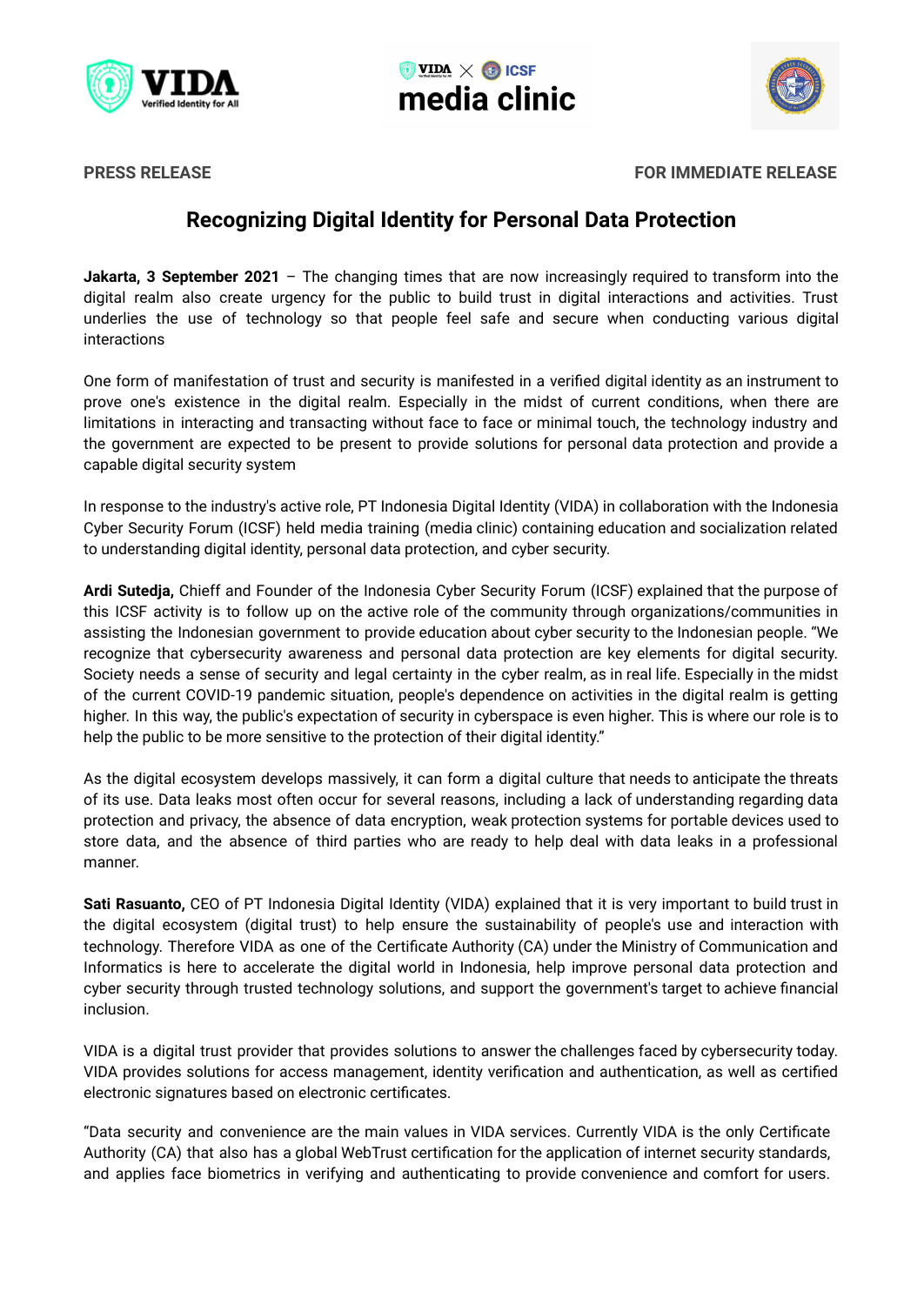**PRESS RELEASE** **FOR IMMEDIATE RELEASE**

# Recognizing Digital Identity for Personal Data Protection

**Jakarta, 3 September 2021** – The changing times that are now increasingly required to transform into the digital realm also create urgency for the public to build trust in digital interactions and activities. Trust underlies the use of technology so that people feel safe and secure when conducting various digital interactions

One form of manifestation of trust and security is manifested in a verified digital identity as an instrument to prove one's existence in the digital realm. Especially in the midst of current conditions, when there are limitations in interacting and transacting without face to face or minimal touch, the technology industry and the government are expected to be present to provide solutions for personal data protection and provide a capable digital security system

In response to the industry's active role, PT Indonesia Digital Identity (VIDA) in collaboration with the Indonesia Cyber Security Forum (ICSF) held media training (media clinic) containing education and socialization related to understanding digital identity, personal data protection, and cyber security.

**Ardi Sutedja,** Chieff and Founder of the Indonesia Cyber Security Forum (ICSF) explained that the purpose of this ICSF activity is to follow up on the active role of the community through organizations/communities in assisting the Indonesian government to provide education about cyber security to the Indonesian people. "We recognize that cybersecurity awareness and personal data protection are key elements for digital security. Society needs a sense of security and legal certainty in the cyber realm, as in real life. Especially in the midst of the current COVID-19 pandemic situation, people's dependence on activities in the digital realm is getting higher. In this way, the public's expectation of security in cyberspace is even higher. This is where our role is to help the public to be more sensitive to the protection of their digital identity."

As the digital ecosystem develops massively, it can form a digital culture that needs to anticipate the threats of its use. Data leaks most often occur for several reasons, including a lack of understanding regarding data protection and privacy, the absence of data encryption, weak protection systems for portable devices used to store data, and the absence of third parties who are ready to help deal with data leaks in a professional manner.

**Sati Rasuanto,** CEO of PT Indonesia Digital Identity (VIDA) explained that it is very important to build trust in the digital ecosystem (digital trust) to help ensure the sustainability of people's use and interaction with technology. Therefore VIDA as one of the Certificate Authority (CA) under the Ministry of Communication and Informatics is here to accelerate the digital world in Indonesia, help improve personal data protection and cyber security through trusted technology solutions, and support the government's target to achieve financial inclusion.

VIDA is a digital trust provider that provides solutions to answer the challenges faced by cybersecurity today. VIDA provides solutions for access management, identity verification and authentication, as well as certified electronic signatures based on electronic certificates.

"Data security and convenience are the main values in VIDA services. Currently VIDA is the only Certificate Authority (CA) that also has a global WebTrust certification for the application of internet security standards, and applies face biometrics in verifying and authenticating to provide convenience and comfort for users.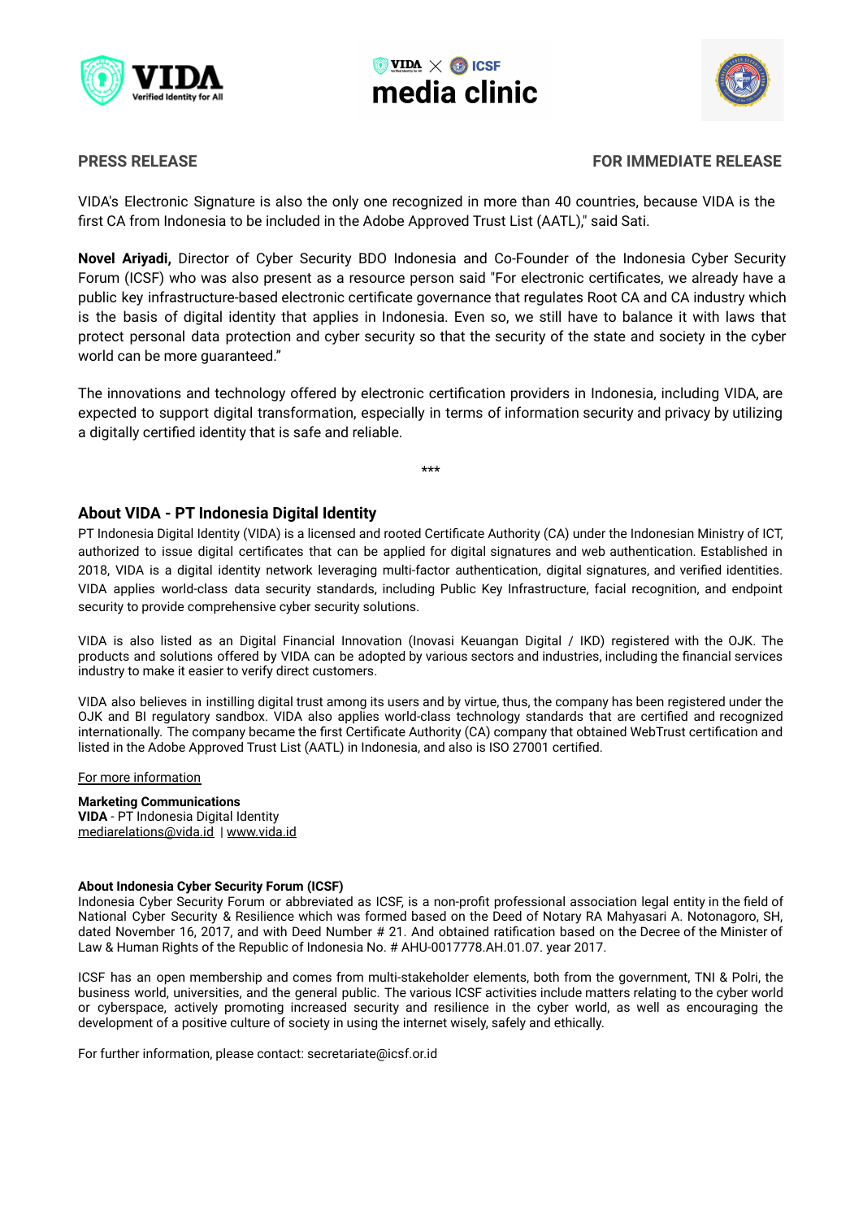**PRESS RELEASE** **FOR IMMEDIATE RELEASE**

VIDA's Electronic Signature is also the only one recognized in more than 40 countries, because VIDA is the first CA from Indonesia to be included in the Adobe Approved Trust List (AATL)," said Sati.

**Novel Ariyadi,** Director of Cyber Security BDO Indonesia and Co-Founder of the Indonesia Cyber Security Forum (ICSF) who was also present as a resource person said "For electronic certificates, we already have a public key infrastructure-based electronic certificate governance that regulates Root CA and CA industry which is the basis of digital identity that applies in Indonesia. Even so, we still have to balance it with laws that protect personal data protection and cyber security so that the security of the state and society in the cyber world can be more guaranteed."

The innovations and technology offered by electronic certification providers in Indonesia, including VIDA, are expected to support digital transformation, especially in terms of information security and privacy by utilizing a digitally certified identity that is safe and reliable.

***

## About VIDA - PT Indonesia Digital Identity

PT Indonesia Digital Identity (VIDA) is a licensed and rooted Certificate Authority (CA) under the Indonesian Ministry of ICT, authorized to issue digital certificates that can be applied for digital signatures and web authentication. Established in 2018, VIDA is a digital identity network leveraging multi-factor authentication, digital signatures, and verified identities. VIDA applies world-class data security standards, including Public Key Infrastructure, facial recognition, and endpoint security to provide comprehensive cyber security solutions.

VIDA is also listed as an Digital Financial Innovation (Inovasi Keuangan Digital / IKD) registered with the OJK. The products and solutions offered by VIDA can be adopted by various sectors and industries, including the financial services industry to make it easier to verify direct customers.

VIDA also believes in instilling digital trust among its users and by virtue, thus, the company has been registered under the OJK and BI regulatory sandbox. VIDA also applies world-class technology standards that are certified and recognized internationally. The company became the first Certificate Authority (CA) company that obtained WebTrust certification and listed in the Adobe Approved Trust List (AATL) in Indonesia, and also is ISO 27001 certified.

For more information

**Marketing Communications**
**VIDA** - PT Indonesia Digital Identity
mediarelations@vida.id | www.vida.id

**About Indonesia Cyber Security Forum (ICSF)**
Indonesia Cyber Security Forum or abbreviated as ICSF, is a non-profit professional association legal entity in the field of National Cyber Security & Resilience which was formed based on the Deed of Notary RA Mahyasari A. Notonagoro, SH, dated November 16, 2017, and with Deed Number # 21. And obtained ratification based on the Decree of the Minister of Law & Human Rights of the Republic of Indonesia No. # AHU-0017778.AH.01.07. year 2017.

ICSF has an open membership and comes from multi-stakeholder elements, both from the government, TNI & Polri, the business world, universities, and the general public. The various ICSF activities include matters relating to the cyber world or cyberspace, actively promoting increased security and resilience in the cyber world, as well as encouraging the development of a positive culture of society in using the internet wisely, safely and ethically.

For further information, please contact: secretariate@icsf.or.id